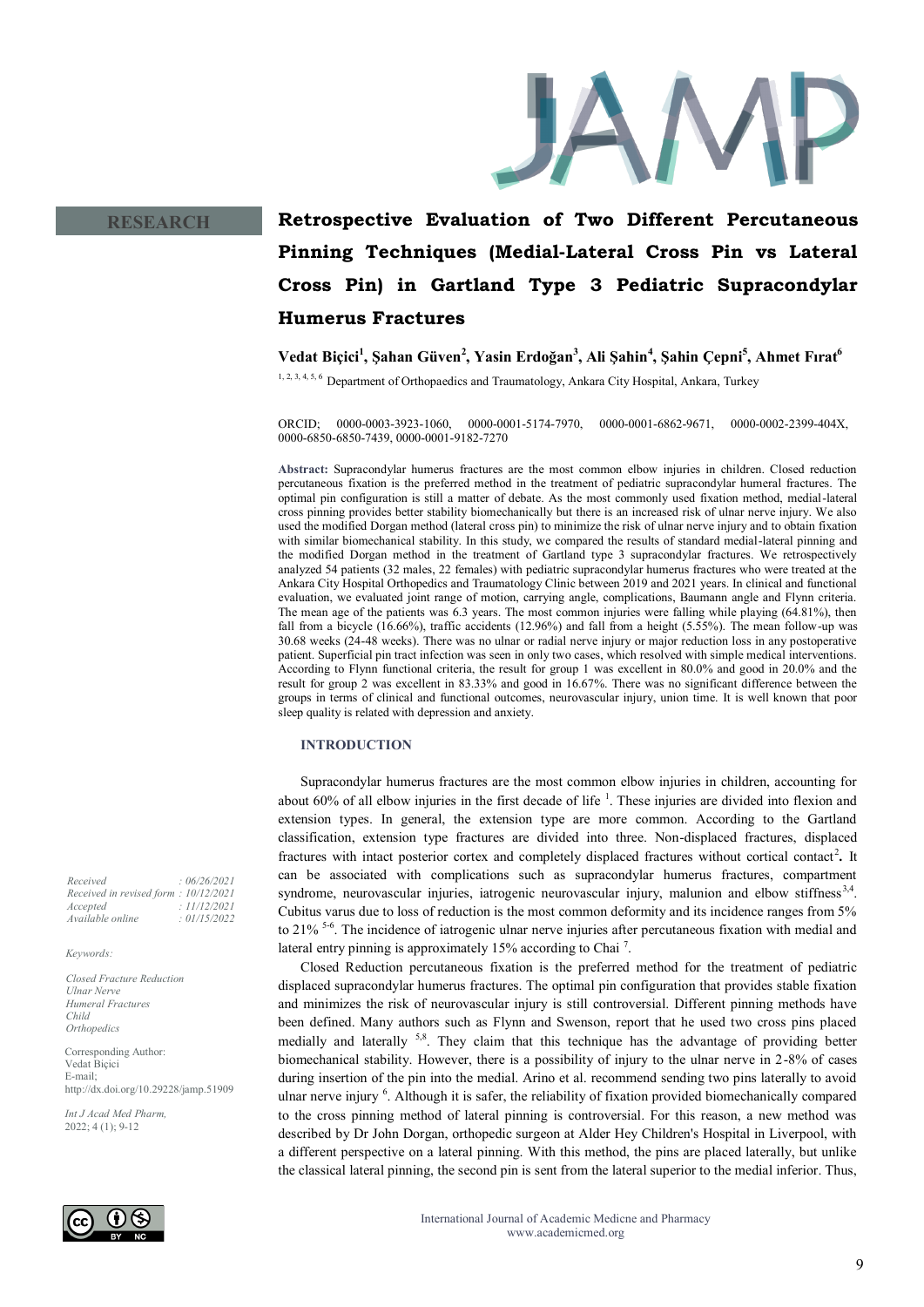RESEARCH

# Retrospective Evaluation of Two Different Percutaneous Pinning Techniques (Medial-Lateral Cross Pin vs Lateral Cross Pin) in Gartland Type 3 Pediatric Supracondylar Humerus Fractures

**Vedat Biçici[1], Şahan Güven[2], Yasin Erdoğan[3], Ali Şahin[4], Şahin Çepni[5], Ahmet Fırat[6]**

[1, 2, 3, 4, 5, 6] Department of Orthopaedics and Traumatology, Ankara City Hospital, Ankara, Turkey

ORCID; 0000-0003-3923-1060, 0000-0001-5174-7970, 0000-0001-6862-9671, 0000-0002-2399-404X, 0000-6850-6850-7439, 0000-0001-9182-7270

**Abstract:** Supracondylar humerus fractures are the most common elbow injuries in children. Closed reduction percutaneous fixation is the preferred method in the treatment of pediatric supracondylar humeral fractures. The optimal pin configuration is still a matter of debate. As the most commonly used fixation method, medial-lateral cross pinning provides better stability biomechanically but there is an increased risk of ulnar nerve injury. We also used the modified Dorgan method (lateral cross pin) to minimize the risk of ulnar nerve injury and to obtain fixation with similar biomechanical stability. In this study, we compared the results of standard medial-lateral pinning and the modified Dorgan method in the treatment of Gartland type 3 supracondylar fractures. We retrospectively analyzed 54 patients (32 males, 22 females) with pediatric supracondylar humerus fractures who were treated at the Ankara City Hospital Orthopedics and Traumatology Clinic between 2019 and 2021 years. In clinical and functional evaluation, we evaluated joint range of motion, carrying angle, complications, Baumann angle and Flynn criteria. The mean age of the patients was 6.3 years. The most common injuries were falling while playing (64.81%), then fall from a bicycle (16.66%), traffic accidents (12.96%) and fall from a height (5.55%). The mean follow-up was 30.68 weeks (24-48 weeks). There was no ulnar or radial nerve injury or major reduction loss in any postoperative patient. Superficial pin tract infection was seen in only two cases, which resolved with simple medical interventions. According to Flynn functional criteria, the result for group 1 was excellent in 80.0% and good in 20.0% and the result for group 2 was excellent in 83.33% and good in 16.67%. There was no significant difference between the groups in terms of clinical and functional outcomes, neurovascular injury, union time. It is well known that poor sleep quality is related with depression and anxiety.

*Received : 06/26/2021*
*Received in revised form : 10/12/2021*
*Accepted : 11/12/2021*
*Available online : 01/15/2022*

*Keywords:*

*Closed Fracture Reduction*
*Ulnar Nerve*
*Humeral Fractures*
*Child*
*Orthopedics*

Corresponding Author:
Vedat Biçici
E-mail;
http://dx.doi.org/10.29228/jamp.51909

*Int J Acad Med Pharm,*
2022; 4 (1); 9-12

## INTRODUCTION

Supracondylar humerus fractures are the most common elbow injuries in children, accounting for about 60% of all elbow injuries in the first decade of life [1]. These injuries are divided into flexion and extension types. In general, the extension type are more common. According to the Gartland classification, extension type fractures are divided into three. Non-displaced fractures, displaced fractures with intact posterior cortex and completely displaced fractures without cortical contact[2]**.** It can be associated with complications such as supracondylar humerus fractures, compartment syndrome, neurovascular injuries, iatrogenic neurovascular injury, malunion and elbow stiffness[3,4]. Cubitus varus due to loss of reduction is the most common deformity and its incidence ranges from 5% to 21% [5-6]. The incidence of iatrogenic ulnar nerve injuries after percutaneous fixation with medial and lateral entry pinning is approximately 15% according to Chai [7].

Closed Reduction percutaneous fixation is the preferred method for the treatment of pediatric displaced supracondylar humerus fractures. The optimal pin configuration that provides stable fixation and minimizes the risk of neurovascular injury is still controversial. Different pinning methods have been defined. Many authors such as Flynn and Swenson, report that he used two cross pins placed medially and laterally [5,8]. They claim that this technique has the advantage of providing better biomechanical stability. However, there is a possibility of injury to the ulnar nerve in 2-8% of cases during insertion of the pin into the medial. Arino et al. recommend sending two pins laterally to avoid ulnar nerve injury [6]. Although it is safer, the reliability of fixation provided biomechanically compared to the cross pinning method of lateral pinning is controversial. For this reason, a new method was described by Dr John Dorgan, orthopedic surgeon at Alder Hey Children's Hospital in Liverpool, with a different perspective on a lateral pinning. With this method, the pins are placed laterally, but unlike the classical lateral pinning, the second pin is sent from the lateral superior to the medial inferior. Thus,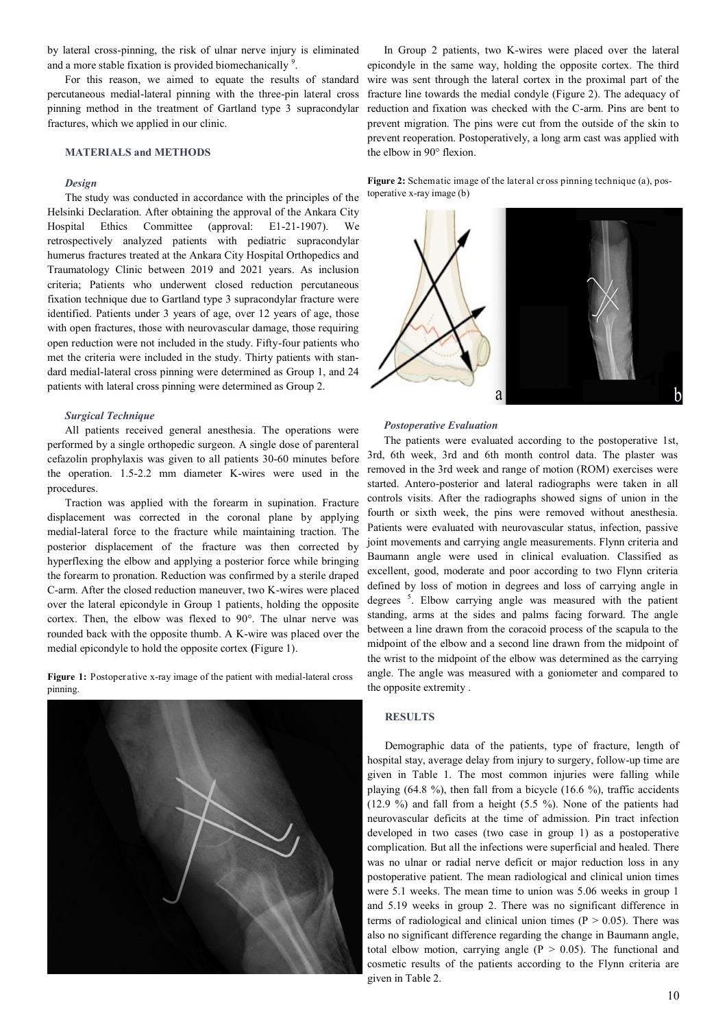by lateral cross-pinning, the risk of ulnar nerve injury is eliminated and a more stable fixation is provided biomechanically [9].

For this reason, we aimed to equate the results of standard percutaneous medial-lateral pinning with the three-pin lateral cross pinning method in the treatment of Gartland type 3 supracondylar fractures, which we applied in our clinic.

## MATERIALS and METHODS

### *Design*

The study was conducted in accordance with the principles of the Helsinki Declaration. After obtaining the approval of the Ankara City Hospital Ethics Committee (approval: E1-21-1907). We retrospectively analyzed patients with pediatric supracondylar humerus fractures treated at the Ankara City Hospital Orthopedics and Traumatology Clinic between 2019 and 2021 years. As inclusion criteria; Patients who underwent closed reduction percutaneous fixation technique due to Gartland type 3 supracondylar fracture were identified. Patients under 3 years of age, over 12 years of age, those with open fractures, those with neurovascular damage, those requiring open reduction were not included in the study. Fifty-four patients who met the criteria were included in the study. Thirty patients with standard medial-lateral cross pinning were determined as Group 1, and 24 patients with lateral cross pinning were determined as Group 2.

### *Surgical Technique*

All patients received general anesthesia. The operations were performed by a single orthopedic surgeon. A single dose of parenteral cefazolin prophylaxis was given to all patients 30-60 minutes before the operation. 1.5-2.2 mm diameter K-wires were used in the procedures.

Traction was applied with the forearm in supination. Fracture displacement was corrected in the coronal plane by applying medial-lateral force to the fracture while maintaining traction. The posterior displacement of the fracture was then corrected by hyperflexing the elbow and applying a posterior force while bringing the forearm to pronation. Reduction was confirmed by a sterile draped C-arm. After the closed reduction maneuver, two K-wires were placed over the lateral epicondyle in Group 1 patients, holding the opposite cortex. Then, the elbow was flexed to 90°. The ulnar nerve was rounded back with the opposite thumb. A K-wire was placed over the medial epicondyle to hold the opposite cortex (Figure 1).

**Figure 1:** Postoperative x-ray image of the patient with medial-lateral cross pinning.

In Group 2 patients, two K-wires were placed over the lateral epicondyle in the same way, holding the opposite cortex. The third wire was sent through the lateral cortex in the proximal part of the fracture line towards the medial condyle (Figure 2). The adequacy of reduction and fixation was checked with the C-arm. Pins are bent to prevent migration. The pins were cut from the outside of the skin to prevent reoperation. Postoperatively, a long arm cast was applied with the elbow in 90° flexion.

**Figure 2:** Schematic image of the lateral cross pinning technique (a), postoperative x-ray image (b)

### *Postoperative Evaluation*

The patients were evaluated according to the postoperative 1st, 3rd, 6th week, 3rd and 6th month control data. The plaster was removed in the 3rd week and range of motion (ROM) exercises were started. Antero-posterior and lateral radiographs were taken in all controls visits. After the radiographs showed signs of union in the fourth or sixth week, the pins were removed without anesthesia. Patients were evaluated with neurovascular status, infection, passive joint movements and carrying angle measurements. Flynn criteria and Baumann angle were used in clinical evaluation. Classified as excellent, good, moderate and poor according to two Flynn criteria defined by loss of motion in degrees and loss of carrying angle in degrees [5]. Elbow carrying angle was measured with the patient standing, arms at the sides and palms facing forward. The angle between a line drawn from the coracoid process of the scapula to the midpoint of the elbow and a second line drawn from the midpoint of the wrist to the midpoint of the elbow was determined as the carrying angle. The angle was measured with a goniometer and compared to the opposite extremity .

## RESULTS

Demographic data of the patients, type of fracture, length of hospital stay, average delay from injury to surgery, follow-up time are given in Table 1. The most common injuries were falling while playing (64.8 %), then fall from a bicycle (16.6 %), traffic accidents (12.9 %) and fall from a height (5.5 %). None of the patients had neurovascular deficits at the time of admission. Pin tract infection developed in two cases (two case in group 1) as a postoperative complication. But all the infections were superficial and healed. There was no ulnar or radial nerve deficit or major reduction loss in any postoperative patient. The mean radiological and clinical union times were 5.1 weeks. The mean time to union was 5.06 weeks in group 1 and 5.19 weeks in group 2. There was no significant difference in terms of radiological and clinical union times ($P > 0.05$). There was also no significant difference regarding the change in Baumann angle, total elbow motion, carrying angle ($P > 0.05$). The functional and cosmetic results of the patients according to the Flynn criteria are given in Table 2.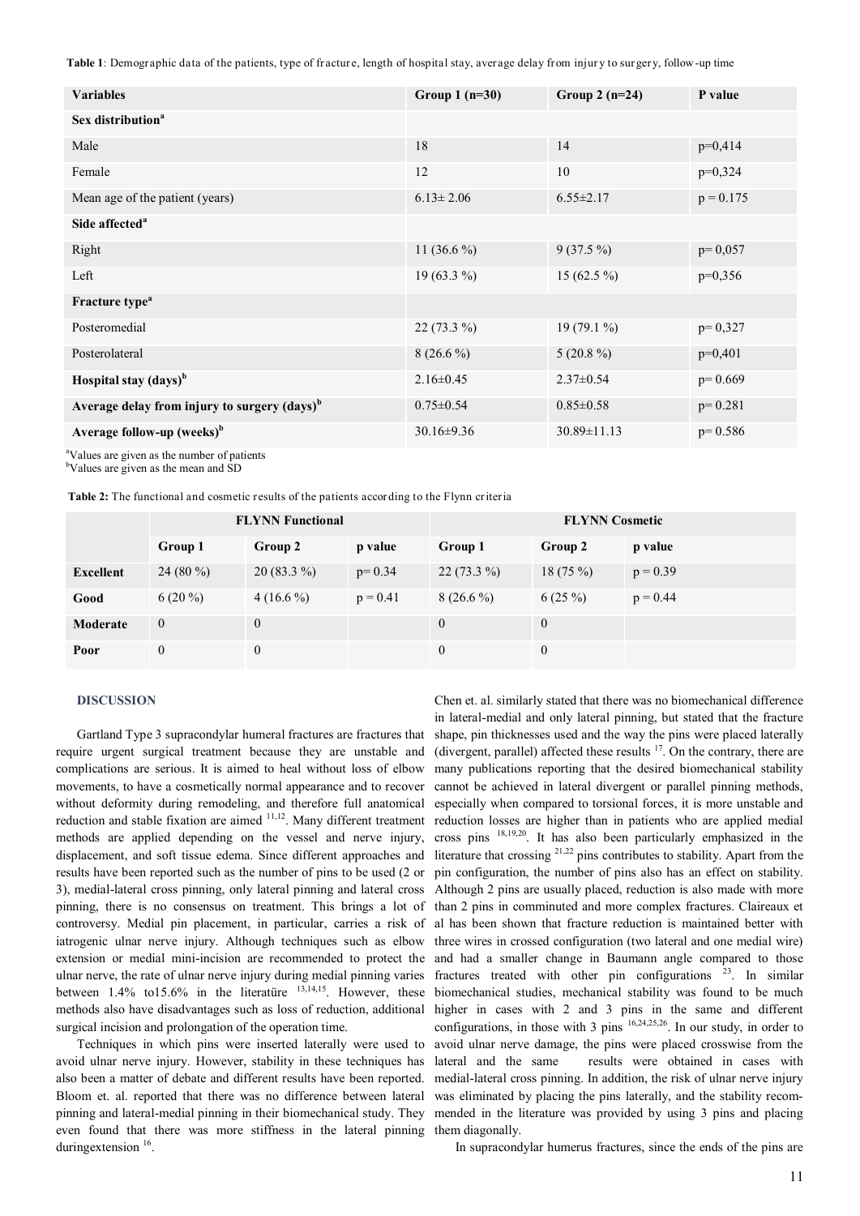**Table 1**: Demographic data of the patients, type of fracture, length of hospital stay, average delay from injury to surgery, follow-up time

| Variables | Group 1 (n=30) | Group 2 (n=24) | P value |
|---|---|---|---|
| **Sex distribution**[a] | | | |
| Male | 18 | 14 | p=0,414 |
| Female | 12 | 10 | p=0,324 |
| Mean age of the patient (years) | 6.13± 2.06 | 6.55±2.17 | p = 0.175 |
| **Side affected**[a] | | | |
| Right | 11 (36.6 %) | 9 (37.5 %) | p= 0,057 |
| Left | 19 (63.3 %) | 15 (62.5 %) | p=0,356 |
| **Fracture type**[a] | | | |
| Posteromedial | 22 (73.3 %) | 19 (79.1 %) | p= 0,327 |
| Posterolateral | 8 (26.6 %) | 5 (20.8 %) | p=0,401 |
| **Hospital stay (days)**[b] | 2.16±0.45 | 2.37±0.54 | p= 0.669 |
| **Average delay from injury to surgery (days)**[b] | 0.75±0.54 | 0.85±0.58 | p= 0.281 |
| **Average follow-up (weeks)**[b] | 30.16±9.36 | 30.89±11.13 | p= 0.586 |

[a]Values are given as the number of patients
[b]Values are given as the mean and SD

**Table 2:** The functional and cosmetic results of the patients according to the Flynn criteria

| | FLYNN Functional | | | FLYNN Cosmetic | | |
|---|---|---|---|---|---|---|
| | **Group 1** | **Group 2** | **p value** | **Group 1** | **Group 2** | **p value** |
| **Excellent** | 24 (80 %) | 20 (83.3 %) | p= 0.34 | 22 (73.3 %) | 18 (75 %) | p = 0.39 |
| **Good** | 6 (20 %) | 4 (16.6 %) | p = 0.41 | 8 (26.6 %) | 6 (25 %) | p = 0.44 |
| **Moderate** | 0 | 0 | | 0 | 0 | |
| **Poor** | 0 | 0 | | 0 | 0 | |

## DISCUSSION

Gartland Type 3 supracondylar humeral fractures are fractures that require urgent surgical treatment because they are unstable and complications are serious. It is aimed to heal without loss of elbow movements, to have a cosmetically normal appearance and to recover without deformity during remodeling, and therefore full anatomical reduction and stable fixation are aimed [11,12]. Many different treatment methods are applied depending on the vessel and nerve injury, displacement, and soft tissue edema. Since different approaches and results have been reported such as the number of pins to be used (2 or 3), medial-lateral cross pinning, only lateral pinning and lateral cross pinning, there is no consensus on treatment. This brings a lot of controversy. Medial pin placement, in particular, carries a risk of iatrogenic ulnar nerve injury. Although techniques such as elbow extension or medial mini-incision are recommended to protect the ulnar nerve, the rate of ulnar nerve injury during medial pinning varies between 1.4% to15.6% in the literatüre [13,14,15]. However, these methods also have disadvantages such as loss of reduction, additional surgical incision and prolongation of the operation time.

Techniques in which pins were inserted laterally were used to avoid ulnar nerve injury. However, stability in these techniques has also been a matter of debate and different results have been reported. Bloom et. al. reported that there was no difference between lateral pinning and lateral-medial pinning in their biomechanical study. They even found that there was more stiffness in the lateral pinning duringextension [16].

Chen et. al. similarly stated that there was no biomechanical difference in lateral-medial and only lateral pinning, but stated that the fracture shape, pin thicknesses used and the way the pins were placed laterally (divergent, parallel) affected these results [17]. On the contrary, there are many publications reporting that the desired biomechanical stability cannot be achieved in lateral divergent or parallel pinning methods, especially when compared to torsional forces, it is more unstable and reduction losses are higher than in patients who are applied medial cross pins [18,19,20]. It has also been particularly emphasized in the literature that crossing [21,22] pins contributes to stability. Apart from the pin configuration, the number of pins also has an effect on stability. Although 2 pins are usually placed, reduction is also made with more than 2 pins in comminuted and more complex fractures. Claireaux et al has been shown that fracture reduction is maintained better with three wires in crossed configuration (two lateral and one medial wire) and had a smaller change in Baumann angle compared to those fractures treated with other pin configurations [23]. In similar biomechanical studies, mechanical stability was found to be much higher in cases with 2 and 3 pins in the same and different configurations, in those with 3 pins [16,24,25,26]. In our study, in order to avoid ulnar nerve damage, the pins were placed crosswise from the lateral and the same results were obtained in cases with medial-lateral cross pinning. In addition, the risk of ulnar nerve injury was eliminated by placing the pins laterally, and the stability recommended in the literature was provided by using 3 pins and placing them diagonally.

In supracondylar humerus fractures, since the ends of the pins are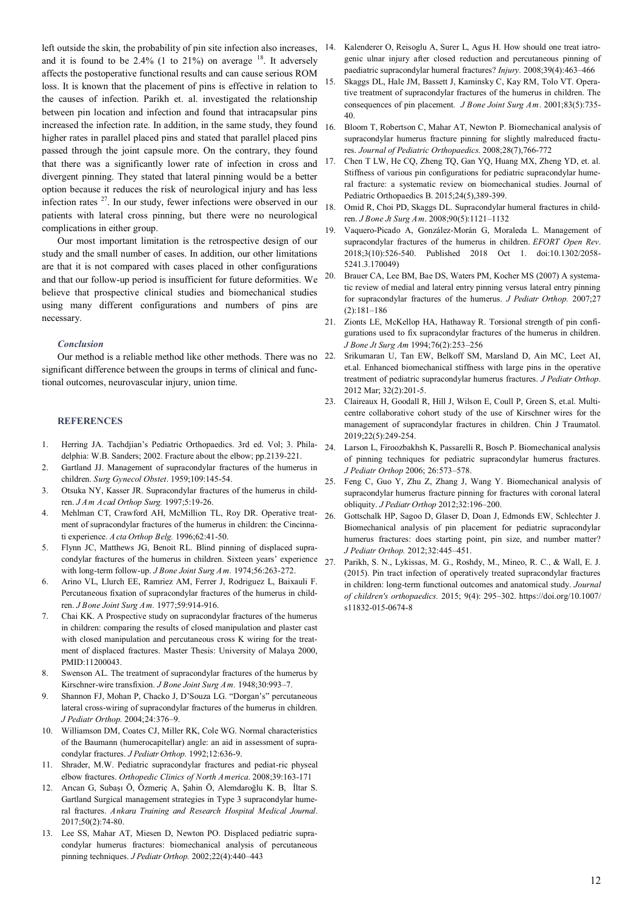left outside the skin, the probability of pin site infection also increases, and it is found to be 2.4% (1 to 21%) on average [18]. It adversely affects the postoperative functional results and can cause serious ROM loss. It is known that the placement of pins is effective in relation to the causes of infection. Parikh et. al. investigated the relationship between pin location and infection and found that intracapsular pins increased the infection rate. In addition, in the same study, they found higher rates in parallel placed pins and stated that parallel placed pins passed through the joint capsule more. On the contrary, they found that there was a significantly lower rate of infection in cross and divergent pinning. They stated that lateral pinning would be a better option because it reduces the risk of neurological injury and has less infection rates [27]. In our study, fewer infections were observed in our patients with lateral cross pinning, but there were no neurological complications in either group.

Our most important limitation is the retrospective design of our study and the small number of cases. In addition, our other limitations are that it is not compared with cases placed in other configurations and that our follow-up period is insufficient for future deformities. We believe that prospective clinical studies and biomechanical studies using many different configurations and numbers of pins are necessary.

### *Conclusion*

Our method is a reliable method like other methods. There was no significant difference between the groups in terms of clinical and functional outcomes, neurovascular injury, union time.

## REFERENCES

1. Herring JA. Tachdjian's Pediatric Orthopaedics. 3rd ed. Vol; 3. Philadelphia: W.B. Sanders; 2002. Fracture about the elbow; pp.2139-221.
2. Gartland JJ. Management of supracondylar fractures of the humerus in children. *Surg Gynecol Obstet*. 1959;109:145-54.
3. Otsuka NY, Kasser JR. Supracondylar fractures of the humerus in children. *J Am Acad Orthop Surg.* 1997;5:19-26.
4. Mehlman CT, Crawford AH, McMillion TL, Roy DR. Operative treatment of supracondylar fractures of the humerus in children: the Cincinnati experience. *Acta Orthop Belg.* 1996;62:41-50.
5. Flynn JC, Matthews JG, Benoit RL. Blind pinning of displaced supracondylar fractures of the humerus in children. Sixteen years' experience with long-term follow-up. *J Bone Joint Surg Am.* 1974;56:263-272.
6. Arino VL, Llurch EE, Ramriez AM, Ferrer J, Rodriguez L, Baixauli F. Percutaneous fixation of supracondylar fractures of the humerus in children. *J Bone Joint Surg Am.* 1977;59:914-916.
7. Chai KK. A Prospective study on supracondylar fractures of the humerus in children: comparing the results of closed manipulation and plaster cast with closed manipulation and percutaneous cross K wiring for the treatment of displaced fractures. Master Thesis: University of Malaya 2000, PMID:11200043.
8. Swenson AL. The treatment of supracondylar fractures of the humerus by Kirschner-wire transfixion. *J Bone Joint Surg Am.* 1948;30:993–7.
9. Shannon FJ, Mohan P, Chacko J, D'Souza LG. "Dorgan's" percutaneous lateral cross-wiring of supracondylar fractures of the humerus in children. *J Pediatr Orthop.* 2004;24:376–9.
10. Williamson DM, Coates CJ, Miller RK, Cole WG. Normal characteristics of the Baumann (humerocapitellar) angle: an aid in assessment of supracondylar fractures. *J Pediatr Orthop.* 1992;12:636-9.
11. Shrader, M.W. Pediatric supracondylar fractures and pediat-ric physeal elbow fractures. *Orthopedic Clinics of North America*. 2008;39:163-171
12. Arıcan G, Subaşı Ö, Özmeriç A, Şahin Ö, Alemdaroğlu K. B, İltar S. Gartland Surgical management strategies in Type 3 supracondylar humeral fractures. *Ankara Training and Research Hospital Medical Journal*. 2017;50(2):74-80.
13. Lee SS, Mahar AT, Miesen D, Newton PO. Displaced pediatric supracondylar humerus fractures: biomechanical analysis of percutaneous pinning techniques. *J Pediatr Orthop.* 2002;22(4):440–443
14. Kalenderer O, Reisoglu A, Surer L, Agus H. How should one treat iatrogenic ulnar injury after closed reduction and percutaneous pinning of paediatric supracondylar humeral fractures? *Injury.* 2008;39(4):463–466
15. Skaggs DL, Hale JM, Bassett J, Kaminsky C, Kay RM, Tolo VT. Operative treatment of supracondylar fractures of the humerus in children. The consequences of pin placement. *J Bone Joint Surg Am*. 2001;83(5):735-40.
16. Bloom T, Robertson C, Mahar AT, Newton P. Biomechanical analysis of supracondylar humerus fracture pinning for slightly malreduced fractures. *Journal of Pediatric Orthopaedics*. 2008;28(7),766-772
17. Chen T LW, He CQ, Zheng TQ, Gan YQ, Huang MX, Zheng YD, et. al. Stiffness of various pin configurations for pediatric supracondylar humeral fracture: a systematic review on biomechanical studies. Journal of Pediatric Orthopaedics B. 2015;24(5),389-399.
18. Omid R, Choi PD, Skaggs DL. Supracondylar humeral fractures in children. *J Bone Jt Surg Am*. 2008;90(5):1121–1132
19. Vaquero-Picado A, González-Morán G, Moraleda L. Management of supracondylar fractures of the humerus in children. *EFORT Open Rev*. 2018;3(10):526-540. Published 2018 Oct 1. doi:10.1302/2058-5241.3.170049)
20. Brauer CA, Lee BM, Bae DS, Waters PM, Kocher MS (2007) A systematic review of medial and lateral entry pinning versus lateral entry pinning for supracondylar fractures of the humerus. *J Pediatr Orthop.* 2007;27 (2):181–186
21. Zionts LE, McKellop HA, Hathaway R. Torsional strength of pin configurations used to fix supracondylar fractures of the humerus in children. *J Bone Jt Surg Am* 1994;76(2):253–256
22. Srikumaran U, Tan EW, Belkoff SM, Marsland D, Ain MC, Leet AI, et.al. Enhanced biomechanical stiffness with large pins in the operative treatment of pediatric supracondylar humerus fractures. *J Pediatr Orthop*. 2012 Mar; 32(2):201-5.
23. Claireaux H, Goodall R, Hill J, Wilson E, Coull P, Green S, et.al. Multicentre collaborative cohort study of the use of Kirschner wires for the management of supracondylar fractures in children. Chin J Traumatol. 2019;22(5):249-254.
24. Larson L, Firoozbakhsh K, Passarelli R, Bosch P. Biomechanical analysis of pinning techniques for pediatric supracondylar humerus fractures. *J Pediatr Orthop* 2006; 26:573–578.
25. Feng C, Guo Y, Zhu Z, Zhang J, Wang Y. Biomechanical analysis of supracondylar humerus fracture pinning for fractures with coronal lateral obliquity. *J Pediatr Orthop* 2012;32:196–200.
26. Gottschalk HP, Sagoo D, Glaser D, Doan J, Edmonds EW, Schlechter J. Biomechanical analysis of pin placement for pediatric supracondylar humerus fractures: does starting point, pin size, and number matter? *J Pediatr Orthop.* 2012;32:445–451.
27. Parikh, S. N., Lykissas, M. G., Roshdy, M., Mineo, R. C., & Wall, E. J. (2015). Pin tract infection of operatively treated supracondylar fractures in children: long-term functional outcomes and anatomical study. *Journal of children's orthopaedics.* 2015; 9(4): 295–302. https://doi.org/10.1007/s11832-015-0674-8